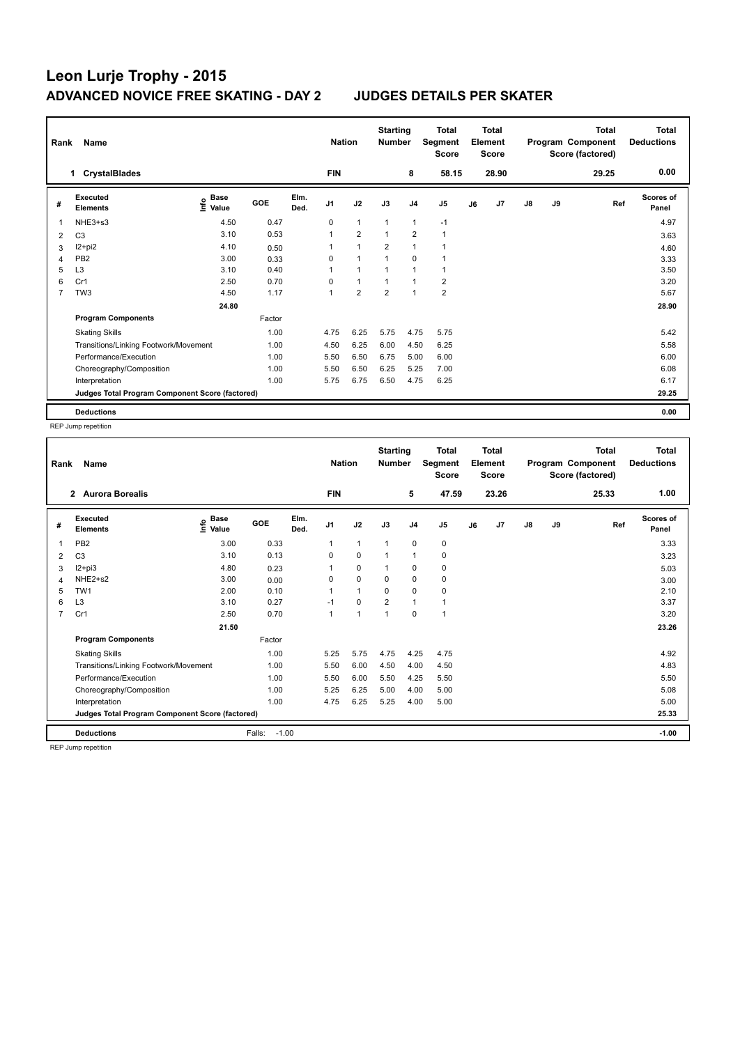# Leon Lurje Trophy - 2015

## ADVANCED NOVICE FREE SKATING - DAY 2 JUDGES DETAILS PER SKATER

| Rank | Name | Nation | Starting Number | Total Segment Score | Total Element Score | Total Program Component Score (factored) | Total Deductions |
|---|---|---|---|---|---|---|---|
| 1 | CrystalBlades | FIN | 8 | 58.15 | 28.90 | 29.25 | 0.00 |

| # | Executed Elements | Info | Base Value | GOE | Elm. Ded. | J1 | J2 | J3 | J4 | J5 | J6 | J7 | J8 | J9 | Ref | Scores of Panel |
|---|---|---|---|---|---|---|---|---|---|---|---|---|---|---|---|---|
| 1 | NHE3+s3 | | 4.50 | 0.47 | | 0 | 1 | 1 | 1 | -1 | | | | | | 4.97 |
| 2 | C3 | | 3.10 | 0.53 | | 1 | 2 | 1 | 2 | 1 | | | | | | 3.63 |
| 3 | I2+pi2 | | 4.10 | 0.50 | | 1 | 1 | 2 | 1 | 1 | | | | | | 4.60 |
| 4 | PB2 | | 3.00 | 0.33 | | 0 | 1 | 1 | 0 | 1 | | | | | | 3.33 |
| 5 | L3 | | 3.10 | 0.40 | | 1 | 1 | 1 | 1 | 1 | | | | | | 3.50 |
| 6 | Cr1 | | 2.50 | 0.70 | | 0 | 1 | 1 | 1 | 2 | | | | | | 3.20 |
| 7 | TW3 | | 4.50 | 1.17 | | 1 | 2 | 2 | 1 | 2 | | | | | | 5.67 |
| | | | 24.80 | | | | | | | | | | | | | 28.90 |

| Program Components | Factor | J1 | J2 | J3 | J4 | J5 | J6 | J7 | J8 | J9 | Scores of Panel |
|---|---|---|---|---|---|---|---|---|---|---|---|
| Skating Skills | 1.00 | 4.75 | 6.25 | 5.75 | 4.75 | 5.75 | | | | | 5.42 |
| Transitions/Linking Footwork/Movement | 1.00 | 4.50 | 6.25 | 6.00 | 4.50 | 6.25 | | | | | 5.58 |
| Performance/Execution | 1.00 | 5.50 | 6.50 | 6.75 | 5.00 | 6.00 | | | | | 6.00 |
| Choreography/Composition | 1.00 | 5.50 | 6.50 | 6.25 | 5.25 | 7.00 | | | | | 6.08 |
| Interpretation | 1.00 | 5.75 | 6.75 | 6.50 | 4.75 | 6.25 | | | | | 6.17 |
| Judges Total Program Component Score (factored) | | | | | | | | | | | 29.25 |

**Deductions** 0.00

REP Jump repetition

| Rank | Name | Nation | Starting Number | Total Segment Score | Total Element Score | Total Program Component Score (factored) | Total Deductions |
|---|---|---|---|---|---|---|---|
| 2 | Aurora Borealis | FIN | 5 | 47.59 | 23.26 | 25.33 | 1.00 |

| # | Executed Elements | Info | Base Value | GOE | Elm. Ded. | J1 | J2 | J3 | J4 | J5 | J6 | J7 | J8 | J9 | Ref | Scores of Panel |
|---|---|---|---|---|---|---|---|---|---|---|---|---|---|---|---|---|
| 1 | PB2 | | 3.00 | 0.33 | | 1 | 1 | 1 | 0 | 0 | | | | | | 3.33 |
| 2 | C3 | | 3.10 | 0.13 | | 0 | 0 | 1 | 1 | 0 | | | | | | 3.23 |
| 3 | I2+pi3 | | 4.80 | 0.23 | | 1 | 0 | 1 | 0 | 0 | | | | | | 5.03 |
| 4 | NHE2+s2 | | 3.00 | 0.00 | | 0 | 0 | 0 | 0 | 0 | | | | | | 3.00 |
| 5 | TW1 | | 2.00 | 0.10 | | 1 | 1 | 0 | 0 | 0 | | | | | | 2.10 |
| 6 | L3 | | 3.10 | 0.27 | | -1 | 0 | 2 | 1 | 1 | | | | | | 3.37 |
| 7 | Cr1 | | 2.50 | 0.70 | | 1 | 1 | 1 | 0 | 1 | | | | | | 3.20 |
| | | | 21.50 | | | | | | | | | | | | | 23.26 |

| Program Components | Factor | J1 | J2 | J3 | J4 | J5 | J6 | J7 | J8 | J9 | Scores of Panel |
|---|---|---|---|---|---|---|---|---|---|---|---|
| Skating Skills | 1.00 | 5.25 | 5.75 | 4.75 | 4.25 | 4.75 | | | | | 4.92 |
| Transitions/Linking Footwork/Movement | 1.00 | 5.50 | 6.00 | 4.50 | 4.00 | 4.50 | | | | | 4.83 |
| Performance/Execution | 1.00 | 5.50 | 6.00 | 5.50 | 4.25 | 5.50 | | | | | 5.50 |
| Choreography/Composition | 1.00 | 5.25 | 6.25 | 5.00 | 4.00 | 5.00 | | | | | 5.08 |
| Interpretation | 1.00 | 4.75 | 6.25 | 5.25 | 4.00 | 5.00 | | | | | 5.00 |
| Judges Total Program Component Score (factored) | | | | | | | | | | | 25.33 |

**Deductions** Falls: -1.00 -1.00

REP Jump repetition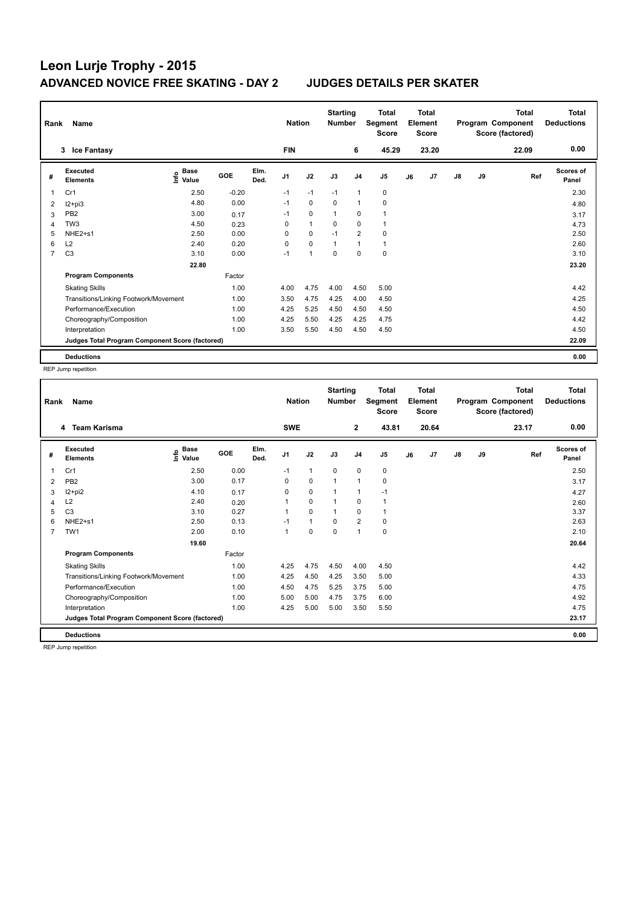# Leon Lurje Trophy - 2015

## ADVANCED NOVICE FREE SKATING - DAY 2 JUDGES DETAILS PER SKATER

| Rank | Name | Nation | Starting Number | Total Segment Score | Total Element Score | Total Program Component Score (factored) | Total Deductions |
|---|---|---|---|---|---|---|---|
| 3 | Ice Fantasy | FIN | 6 | 45.29 | 23.20 | 22.09 | 0.00 |

| # | Executed Elements | Info | Base Value | GOE | Elm. Ded. | J1 | J2 | J3 | J4 | J5 | J6 | J7 | J8 | J9 | Ref | Scores of Panel |
|---|---|---|---|---|---|---|---|---|---|---|---|---|---|---|---|---|
| 1 | Cr1 | | 2.50 | -0.20 | | -1 | -1 | -1 | 1 | 0 | | | | | | 2.30 |
| 2 | I2+pi3 | | 4.80 | 0.00 | | -1 | 0 | 0 | 1 | 0 | | | | | | 4.80 |
| 3 | PB2 | | 3.00 | 0.17 | | -1 | 0 | 1 | 0 | 1 | | | | | | 3.17 |
| 4 | TW3 | | 4.50 | 0.23 | | 0 | 1 | 0 | 0 | 1 | | | | | | 4.73 |
| 5 | NHE2+s1 | | 2.50 | 0.00 | | 0 | 0 | -1 | 2 | 0 | | | | | | 2.50 |
| 6 | L2 | | 2.40 | 0.20 | | 0 | 0 | 1 | 1 | 1 | | | | | | 2.60 |
| 7 | C3 | | 3.10 | 0.00 | | -1 | 1 | 0 | 0 | 0 | | | | | | 3.10 |
| | | | 22.80 | | | | | | | | | | | | | 23.20 |
| | **Program Components** | | | Factor | | | | | | | | | | | | |
| | Skating Skills | | | 1.00 | | 4.00 | 4.75 | 4.00 | 4.50 | 5.00 | | | | | | 4.42 |
| | Transitions/Linking Footwork/Movement | | | 1.00 | | 3.50 | 4.75 | 4.25 | 4.00 | 4.50 | | | | | | 4.25 |
| | Performance/Execution | | | 1.00 | | 4.25 | 5.25 | 4.50 | 4.50 | 4.50 | | | | | | 4.50 |
| | Choreography/Composition | | | 1.00 | | 4.25 | 5.50 | 4.25 | 4.25 | 4.75 | | | | | | 4.42 |
| | Interpretation | | | 1.00 | | 3.50 | 5.50 | 4.50 | 4.50 | 4.50 | | | | | | 4.50 |
| | **Judges Total Program Component Score (factored)** | | | | | | | | | | | | | | | 22.09 |
| | **Deductions** | | | | | | | | | | | | | | | 0.00 |

REP Jump repetition

| Rank | Name | Nation | Starting Number | Total Segment Score | Total Element Score | Total Program Component Score (factored) | Total Deductions |
|---|---|---|---|---|---|---|---|
| 4 | Team Karisma | SWE | 2 | 43.81 | 20.64 | 23.17 | 0.00 |

| # | Executed Elements | Info | Base Value | GOE | Elm. Ded. | J1 | J2 | J3 | J4 | J5 | J6 | J7 | J8 | J9 | Ref | Scores of Panel |
|---|---|---|---|---|---|---|---|---|---|---|---|---|---|---|---|---|
| 1 | Cr1 | | 2.50 | 0.00 | | -1 | 1 | 0 | 0 | 0 | | | | | | 2.50 |
| 2 | PB2 | | 3.00 | 0.17 | | 0 | 0 | 1 | 1 | 0 | | | | | | 3.17 |
| 3 | I2+pi2 | | 4.10 | 0.17 | | 0 | 0 | 1 | 1 | -1 | | | | | | 4.27 |
| 4 | L2 | | 2.40 | 0.20 | | 1 | 0 | 1 | 0 | 1 | | | | | | 2.60 |
| 5 | C3 | | 3.10 | 0.27 | | 1 | 0 | 1 | 0 | 1 | | | | | | 3.37 |
| 6 | NHE2+s1 | | 2.50 | 0.13 | | -1 | 1 | 0 | 2 | 0 | | | | | | 2.63 |
| 7 | TW1 | | 2.00 | 0.10 | | 1 | 0 | 0 | 1 | 0 | | | | | | 2.10 |
| | | | 19.60 | | | | | | | | | | | | | 20.64 |
| | **Program Components** | | | Factor | | | | | | | | | | | | |
| | Skating Skills | | | 1.00 | | 4.25 | 4.75 | 4.50 | 4.00 | 4.50 | | | | | | 4.42 |
| | Transitions/Linking Footwork/Movement | | | 1.00 | | 4.25 | 4.50 | 4.25 | 3.50 | 5.00 | | | | | | 4.33 |
| | Performance/Execution | | | 1.00 | | 4.50 | 4.75 | 5.25 | 3.75 | 5.00 | | | | | | 4.75 |
| | Choreography/Composition | | | 1.00 | | 5.00 | 5.00 | 4.75 | 3.75 | 6.00 | | | | | | 4.92 |
| | Interpretation | | | 1.00 | | 4.25 | 5.00 | 5.00 | 3.50 | 5.50 | | | | | | 4.75 |
| | **Judges Total Program Component Score (factored)** | | | | | | | | | | | | | | | 23.17 |
| | **Deductions** | | | | | | | | | | | | | | | 0.00 |

REP Jump repetition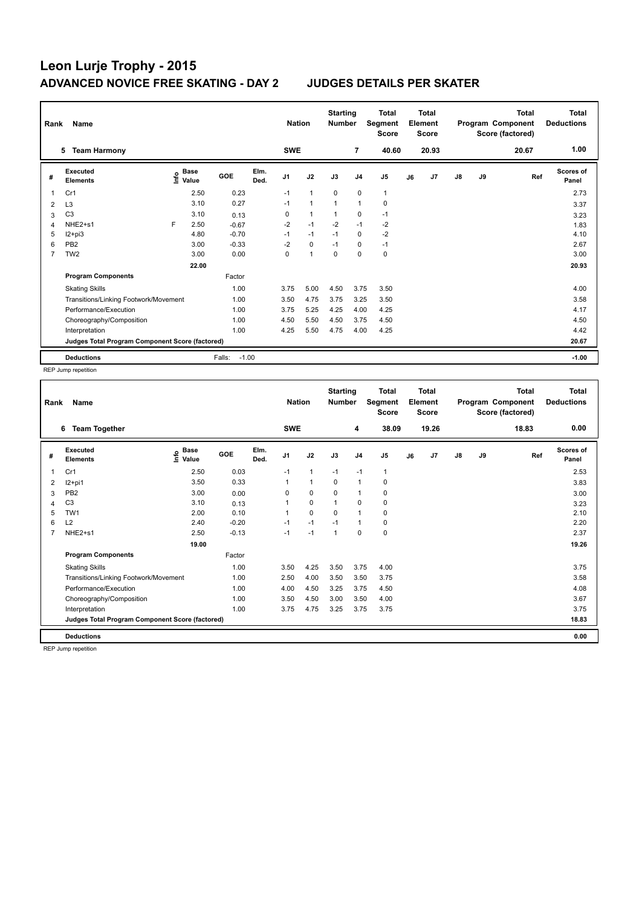# Leon Lurje Trophy - 2015

## ADVANCED NOVICE FREE SKATING - DAY 2 JUDGES DETAILS PER SKATER

| Rank | Name | Nation | Starting Number | Total Segment Score | Total Element Score | Total Program Component Score (factored) | Total Deductions |
|---|---|---|---|---|---|---|---|
| 5 | Team Harmony | SWE | 7 | 40.60 | 20.93 | 20.67 | 1.00 |

| # | Executed Elements | Info | Base Value | GOE | Elm. Ded. | J1 | J2 | J3 | J4 | J5 | J6 | J7 | J8 | J9 | Ref | Scores of Panel |
|---|---|---|---|---|---|---|---|---|---|---|---|---|---|---|---|---|
| 1 | Cr1 | | 2.50 | 0.23 | | -1 | 1 | 0 | 0 | 1 | | | | | | 2.73 |
| 2 | L3 | | 3.10 | 0.27 | | -1 | 1 | 1 | 1 | 0 | | | | | | 3.37 |
| 3 | C3 | | 3.10 | 0.13 | | 0 | 1 | 1 | 0 | -1 | | | | | | 3.23 |
| 4 | NHE2+s1 | F | 2.50 | -0.67 | | -2 | -1 | -2 | -1 | -2 | | | | | | 1.83 |
| 5 | I2+pi3 | | 4.80 | -0.70 | | -1 | -1 | -1 | 0 | -2 | | | | | | 4.10 |
| 6 | PB2 | | 3.00 | -0.33 | | -2 | 0 | -1 | 0 | -1 | | | | | | 2.67 |
| 7 | TW2 | | 3.00 | 0.00 | | 0 | 1 | 0 | 0 | 0 | | | | | | 3.00 |
| | | | 22.00 | | | | | | | | | | | | | 20.93 |
| | **Program Components** | | | Factor | | | | | | | | | | | | |
| | Skating Skills | | | 1.00 | | 3.75 | 5.00 | 4.50 | 3.75 | 3.50 | | | | | | 4.00 |
| | Transitions/Linking Footwork/Movement | | | 1.00 | | 3.50 | 4.75 | 3.75 | 3.25 | 3.50 | | | | | | 3.58 |
| | Performance/Execution | | | 1.00 | | 3.75 | 5.25 | 4.25 | 4.00 | 4.25 | | | | | | 4.17 |
| | Choreography/Composition | | | 1.00 | | 4.50 | 5.50 | 4.50 | 3.75 | 4.50 | | | | | | 4.50 |
| | Interpretation | | | 1.00 | | 4.25 | 5.50 | 4.75 | 4.00 | 4.25 | | | | | | 4.42 |
| | **Judges Total Program Component Score (factored)** | | | | | | | | | | | | | | | 20.67 |
| | **Deductions** | | | Falls: -1.00 | | | | | | | | | | | | -1.00 |

REP Jump repetition

| Rank | Name | Nation | Starting Number | Total Segment Score | Total Element Score | Total Program Component Score (factored) | Total Deductions |
|---|---|---|---|---|---|---|---|
| 6 | Team Together | SWE | 4 | 38.09 | 19.26 | 18.83 | 0.00 |

| # | Executed Elements | Info | Base Value | GOE | Elm. Ded. | J1 | J2 | J3 | J4 | J5 | J6 | J7 | J8 | J9 | Ref | Scores of Panel |
|---|---|---|---|---|---|---|---|---|---|---|---|---|---|---|---|---|
| 1 | Cr1 | | 2.50 | 0.03 | | -1 | 1 | -1 | -1 | 1 | | | | | | 2.53 |
| 2 | I2+pi1 | | 3.50 | 0.33 | | 1 | 1 | 0 | 1 | 0 | | | | | | 3.83 |
| 3 | PB2 | | 3.00 | 0.00 | | 0 | 0 | 0 | 1 | 0 | | | | | | 3.00 |
| 4 | C3 | | 3.10 | 0.13 | | 1 | 0 | 1 | 0 | 0 | | | | | | 3.23 |
| 5 | TW1 | | 2.00 | 0.10 | | 1 | 0 | 0 | 1 | 0 | | | | | | 2.10 |
| 6 | L2 | | 2.40 | -0.20 | | -1 | -1 | -1 | 1 | 0 | | | | | | 2.20 |
| 7 | NHE2+s1 | | 2.50 | -0.13 | | -1 | -1 | 1 | 0 | 0 | | | | | | 2.37 |
| | | | 19.00 | | | | | | | | | | | | | 19.26 |
| | **Program Components** | | | Factor | | | | | | | | | | | | |
| | Skating Skills | | | 1.00 | | 3.50 | 4.25 | 3.50 | 3.75 | 4.00 | | | | | | 3.75 |
| | Transitions/Linking Footwork/Movement | | | 1.00 | | 2.50 | 4.00 | 3.50 | 3.50 | 3.75 | | | | | | 3.58 |
| | Performance/Execution | | | 1.00 | | 4.00 | 4.50 | 3.25 | 3.75 | 4.50 | | | | | | 4.08 |
| | Choreography/Composition | | | 1.00 | | 3.50 | 4.50 | 3.00 | 3.50 | 4.00 | | | | | | 3.67 |
| | Interpretation | | | 1.00 | | 3.75 | 4.75 | 3.25 | 3.75 | 3.75 | | | | | | 3.75 |
| | **Judges Total Program Component Score (factored)** | | | | | | | | | | | | | | | 18.83 |
| | **Deductions** | | | | | | | | | | | | | | | 0.00 |

REP Jump repetition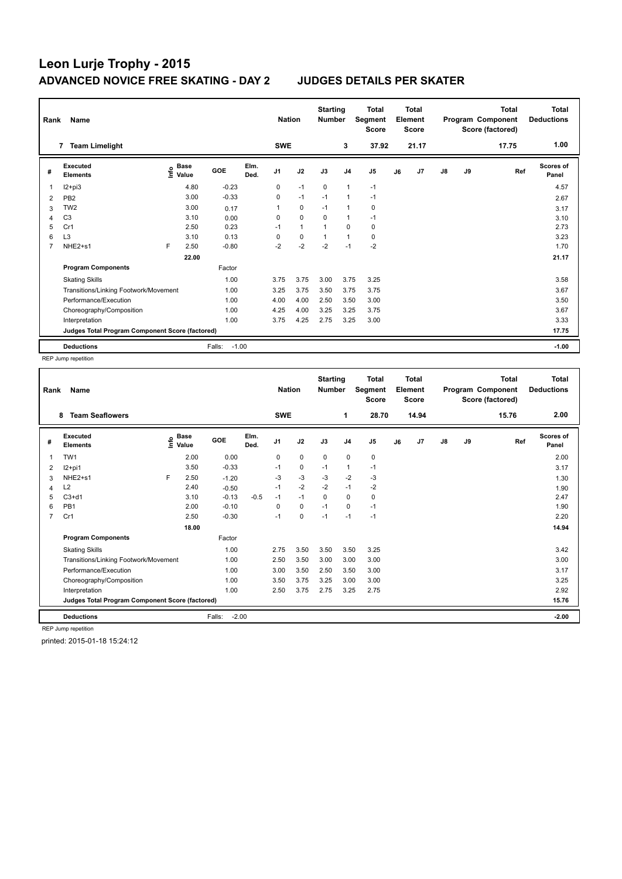# Leon Lurje Trophy - 2015

## ADVANCED NOVICE FREE SKATING - DAY 2 JUDGES DETAILS PER SKATER

| Rank | Name | Nation | Starting Number | Total Segment Score | Total Element Score | Total Program Component Score (factored) | Total Deductions |
|---|---|---|---|---|---|---|---|
| 7 | Team Limelight | SWE | 3 | 37.92 | 21.17 | 17.75 | 1.00 |

| # | Executed Elements | Info | Base Value | GOE | Elm. Ded. | J1 | J2 | J3 | J4 | J5 | J6 | J7 | J8 | J9 | Ref | Scores of Panel |
|---|---|---|---|---|---|---|---|---|---|---|---|---|---|---|---|---|
| 1 | I2+pi3 | | 4.80 | -0.23 | | 0 | -1 | 0 | 1 | -1 | | | | | | 4.57 |
| 2 | PB2 | | 3.00 | -0.33 | | 0 | -1 | -1 | 1 | -1 | | | | | | 2.67 |
| 3 | TW2 | | 3.00 | 0.17 | | 1 | 0 | -1 | 1 | 0 | | | | | | 3.17 |
| 4 | C3 | | 3.10 | 0.00 | | 0 | 0 | 0 | 1 | -1 | | | | | | 3.10 |
| 5 | Cr1 | | 2.50 | 0.23 | | -1 | 1 | 1 | 0 | 0 | | | | | | 2.73 |
| 6 | L3 | | 3.10 | 0.13 | | 0 | 0 | 1 | 1 | 0 | | | | | | 3.23 |
| 7 | NHE2+s1 | F | 2.50 | -0.80 | | -2 | -2 | -2 | -1 | -2 | | | | | | 1.70 |
| | | | 22.00 | | | | | | | | | | | | | 21.17 |
| | **Program Components** | | | Factor | | | | | | | | | | | | |
| | Skating Skills | | | 1.00 | | 3.75 | 3.75 | 3.00 | 3.75 | 3.25 | | | | | | 3.58 |
| | Transitions/Linking Footwork/Movement | | | 1.00 | | 3.25 | 3.75 | 3.50 | 3.75 | 3.75 | | | | | | 3.67 |
| | Performance/Execution | | | 1.00 | | 4.00 | 4.00 | 2.50 | 3.50 | 3.00 | | | | | | 3.50 |
| | Choreography/Composition | | | 1.00 | | 4.25 | 4.00 | 3.25 | 3.25 | 3.75 | | | | | | 3.67 |
| | Interpretation | | | 1.00 | | 3.75 | 4.25 | 2.75 | 3.25 | 3.00 | | | | | | 3.33 |
| | **Judges Total Program Component Score (factored)** | | | | | | | | | | | | | | | 17.75 |
| | **Deductions** | | | Falls: -1.00 | | | | | | | | | | | | -1.00 |

REP Jump repetition

| Rank | Name | Nation | Starting Number | Total Segment Score | Total Element Score | Total Program Component Score (factored) | Total Deductions |
|---|---|---|---|---|---|---|---|
| 8 | Team Seaflowers | SWE | 1 | 28.70 | 14.94 | 15.76 | 2.00 |

| # | Executed Elements | Info | Base Value | GOE | Elm. Ded. | J1 | J2 | J3 | J4 | J5 | J6 | J7 | J8 | J9 | Ref | Scores of Panel |
|---|---|---|---|---|---|---|---|---|---|---|---|---|---|---|---|---|
| 1 | TW1 | | 2.00 | 0.00 | | 0 | 0 | 0 | 0 | 0 | | | | | | 2.00 |
| 2 | I2+pi1 | | 3.50 | -0.33 | | -1 | 0 | -1 | 1 | -1 | | | | | | 3.17 |
| 3 | NHE2+s1 | F | 2.50 | -1.20 | | -3 | -3 | -3 | -2 | -3 | | | | | | 1.30 |
| 4 | L2 | | 2.40 | -0.50 | | -1 | -2 | -2 | -1 | -2 | | | | | | 1.90 |
| 5 | C3+d1 | | 3.10 | -0.13 | -0.5 | -1 | -1 | 0 | 0 | 0 | | | | | | 2.47 |
| 6 | PB1 | | 2.00 | -0.10 | | 0 | 0 | -1 | 0 | -1 | | | | | | 1.90 |
| 7 | Cr1 | | 2.50 | -0.30 | | -1 | 0 | -1 | -1 | -1 | | | | | | 2.20 |
| | | | 18.00 | | | | | | | | | | | | | 14.94 |
| | **Program Components** | | | Factor | | | | | | | | | | | | |
| | Skating Skills | | | 1.00 | | 2.75 | 3.50 | 3.50 | 3.50 | 3.25 | | | | | | 3.42 |
| | Transitions/Linking Footwork/Movement | | | 1.00 | | 2.50 | 3.50 | 3.00 | 3.00 | 3.00 | | | | | | 3.00 |
| | Performance/Execution | | | 1.00 | | 3.00 | 3.50 | 2.50 | 3.50 | 3.00 | | | | | | 3.17 |
| | Choreography/Composition | | | 1.00 | | 3.50 | 3.75 | 3.25 | 3.00 | 3.00 | | | | | | 3.25 |
| | Interpretation | | | 1.00 | | 2.50 | 3.75 | 2.75 | 3.25 | 2.75 | | | | | | 2.92 |
| | **Judges Total Program Component Score (factored)** | | | | | | | | | | | | | | | 15.76 |
| | **Deductions** | | | Falls: -2.00 | | | | | | | | | | | | -2.00 |

REP Jump repetition

printed: 2015-01-18 15:24:12